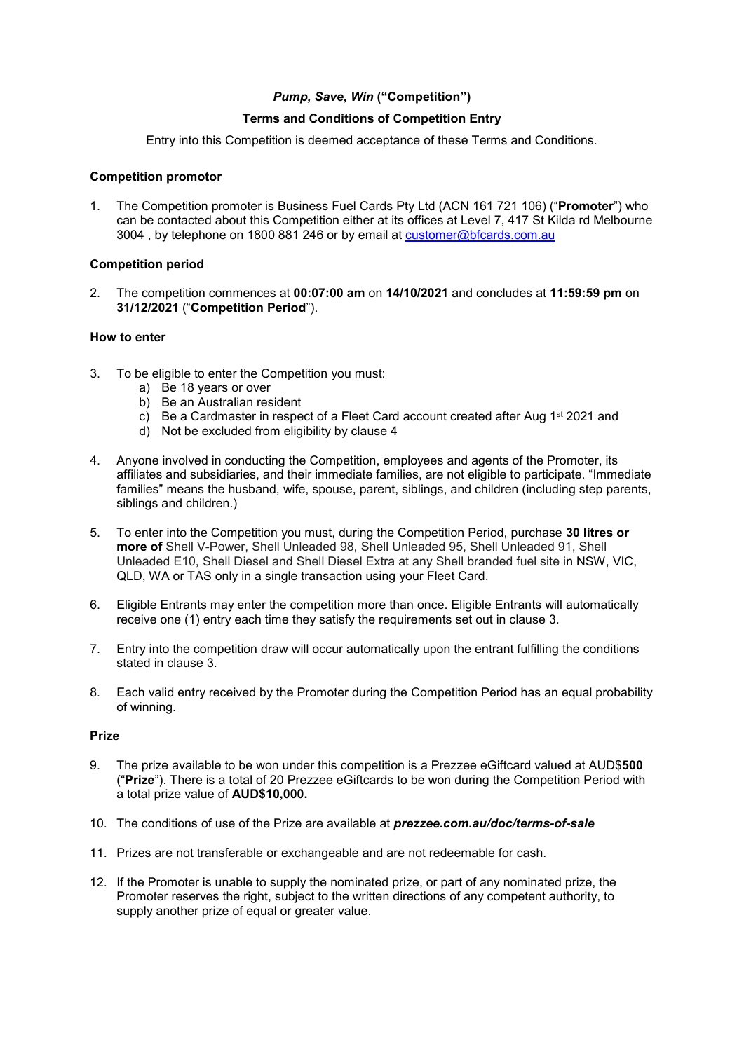***Pump, Save, Win* ("Competition")**

**Terms and Conditions of Competition Entry**

Entry into this Competition is deemed acceptance of these Terms and Conditions.

**Competition promotor**

1. The Competition promoter is Business Fuel Cards Pty Ltd (ACN 161 721 106) ("**Promoter**") who can be contacted about this Competition either at its offices at Level 7, 417 St Kilda rd Melbourne 3004 , by telephone on 1800 881 246 or by email at customer@bfcards.com.au

**Competition period**

2. The competition commences at **00:07:00 am** on **14/10/2021** and concludes at **11:59:59 pm** on **31/12/2021** ("**Competition Period**").

**How to enter**

3. To be eligible to enter the Competition you must:
   a) Be 18 years or over
   b) Be an Australian resident
   c) Be a Cardmaster in respect of a Fleet Card account created after Aug 1st 2021 and
   d) Not be excluded from eligibility by clause 4

4. Anyone involved in conducting the Competition, employees and agents of the Promoter, its affiliates and subsidiaries, and their immediate families, are not eligible to participate. "Immediate families" means the husband, wife, spouse, parent, siblings, and children (including step parents, siblings and children.)

5. To enter into the Competition you must, during the Competition Period, purchase **30 litres or more of** Shell V-Power, Shell Unleaded 98, Shell Unleaded 95, Shell Unleaded 91, Shell Unleaded E10, Shell Diesel and Shell Diesel Extra at any Shell branded fuel site in NSW, VIC, QLD, WA or TAS only in a single transaction using your Fleet Card.

6. Eligible Entrants may enter the competition more than once. Eligible Entrants will automatically receive one (1) entry each time they satisfy the requirements set out in clause 3.

7. Entry into the competition draw will occur automatically upon the entrant fulfilling the conditions stated in clause 3.

8. Each valid entry received by the Promoter during the Competition Period has an equal probability of winning.

**Prize**

9. The prize available to be won under this competition is a Prezzee eGiftcard valued at AUD$**500** ("**Prize**"). There is a total of 20 Prezzee eGiftcards to be won during the Competition Period with a total prize value of **AUD$10,000.**

10. The conditions of use of the Prize are available at ***prezzee.com.au/doc/terms-of-sale***

11. Prizes are not transferable or exchangeable and are not redeemable for cash.

12. If the Promoter is unable to supply the nominated prize, or part of any nominated prize, the Promoter reserves the right, subject to the written directions of any competent authority, to supply another prize of equal or greater value.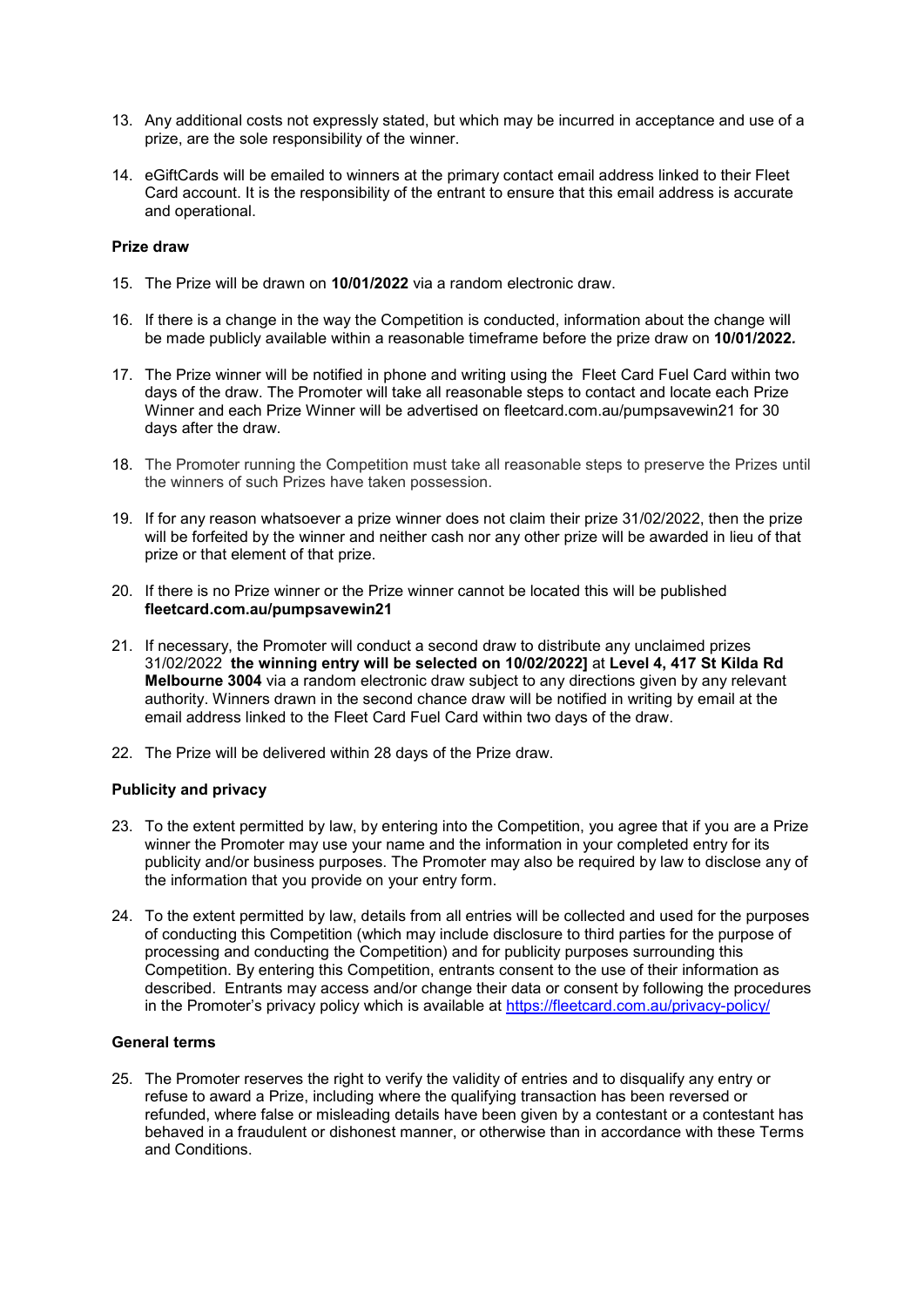13. Any additional costs not expressly stated, but which may be incurred in acceptance and use of a prize, are the sole responsibility of the winner.

14. eGiftCards will be emailed to winners at the primary contact email address linked to their Fleet Card account. It is the responsibility of the entrant to ensure that this email address is accurate and operational.

**Prize draw**

15. The Prize will be drawn on **10/01/2022** via a random electronic draw.

16. If there is a change in the way the Competition is conducted, information about the change will be made publicly available within a reasonable timeframe before the prize draw on **10/01/2022.**

17. The Prize winner will be notified in phone and writing using the Fleet Card Fuel Card within two days of the draw. The Promoter will take all reasonable steps to contact and locate each Prize Winner and each Prize Winner will be advertised on fleetcard.com.au/pumpsavewin21 for 30 days after the draw.

18. The Promoter running the Competition must take all reasonable steps to preserve the Prizes until the winners of such Prizes have taken possession.

19. If for any reason whatsoever a prize winner does not claim their prize 31/02/2022, then the prize will be forfeited by the winner and neither cash nor any other prize will be awarded in lieu of that prize or that element of that prize.

20. If there is no Prize winner or the Prize winner cannot be located this will be published **fleetcard.com.au/pumpsavewin21**

21. If necessary, the Promoter will conduct a second draw to distribute any unclaimed prizes 31/02/2022 **the winning entry will be selected on 10/02/2022]** at **Level 4, 417 St Kilda Rd Melbourne 3004** via a random electronic draw subject to any directions given by any relevant authority. Winners drawn in the second chance draw will be notified in writing by email at the email address linked to the Fleet Card Fuel Card within two days of the draw.

22. The Prize will be delivered within 28 days of the Prize draw.

**Publicity and privacy**

23. To the extent permitted by law, by entering into the Competition, you agree that if you are a Prize winner the Promoter may use your name and the information in your completed entry for its publicity and/or business purposes. The Promoter may also be required by law to disclose any of the information that you provide on your entry form.

24. To the extent permitted by law, details from all entries will be collected and used for the purposes of conducting this Competition (which may include disclosure to third parties for the purpose of processing and conducting the Competition) and for publicity purposes surrounding this Competition. By entering this Competition, entrants consent to the use of their information as described. Entrants may access and/or change their data or consent by following the procedures in the Promoter's privacy policy which is available at https://fleetcard.com.au/privacy-policy/

**General terms**

25. The Promoter reserves the right to verify the validity of entries and to disqualify any entry or refuse to award a Prize, including where the qualifying transaction has been reversed or refunded, where false or misleading details have been given by a contestant or a contestant has behaved in a fraudulent or dishonest manner, or otherwise than in accordance with these Terms and Conditions.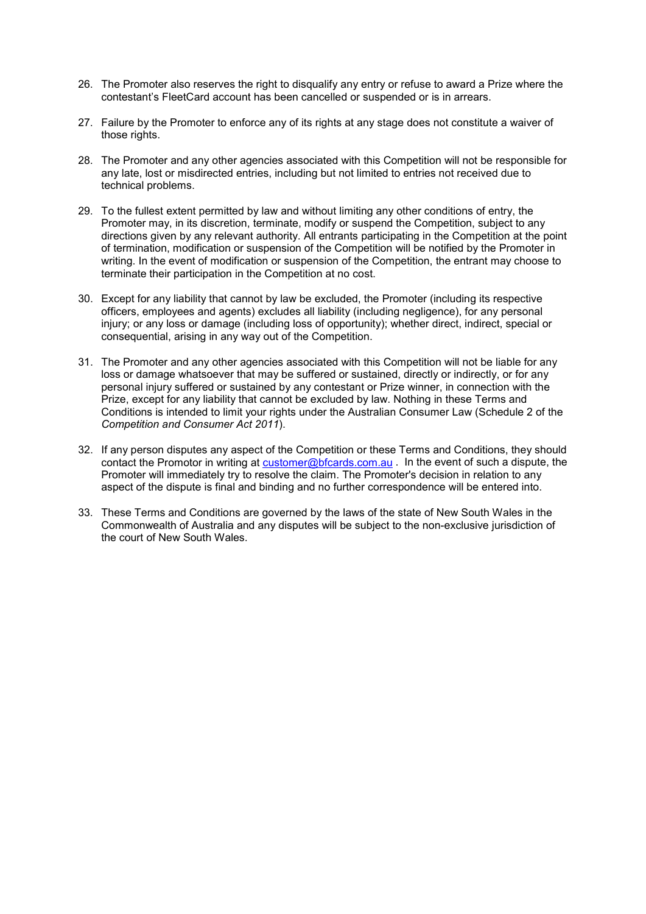26. The Promoter also reserves the right to disqualify any entry or refuse to award a Prize where the contestant's FleetCard account has been cancelled or suspended or is in arrears.

27. Failure by the Promoter to enforce any of its rights at any stage does not constitute a waiver of those rights.

28. The Promoter and any other agencies associated with this Competition will not be responsible for any late, lost or misdirected entries, including but not limited to entries not received due to technical problems.

29. To the fullest extent permitted by law and without limiting any other conditions of entry, the Promoter may, in its discretion, terminate, modify or suspend the Competition, subject to any directions given by any relevant authority. All entrants participating in the Competition at the point of termination, modification or suspension of the Competition will be notified by the Promoter in writing. In the event of modification or suspension of the Competition, the entrant may choose to terminate their participation in the Competition at no cost.

30. Except for any liability that cannot by law be excluded, the Promoter (including its respective officers, employees and agents) excludes all liability (including negligence), for any personal injury; or any loss or damage (including loss of opportunity); whether direct, indirect, special or consequential, arising in any way out of the Competition.

31. The Promoter and any other agencies associated with this Competition will not be liable for any loss or damage whatsoever that may be suffered or sustained, directly or indirectly, or for any personal injury suffered or sustained by any contestant or Prize winner, in connection with the Prize, except for any liability that cannot be excluded by law. Nothing in these Terms and Conditions is intended to limit your rights under the Australian Consumer Law (Schedule 2 of the *Competition and Consumer Act 2011*).

32. If any person disputes any aspect of the Competition or these Terms and Conditions, they should contact the Promotor in writing at customer@bfcards.com.au . In the event of such a dispute, the Promoter will immediately try to resolve the claim. The Promoter's decision in relation to any aspect of the dispute is final and binding and no further correspondence will be entered into.

33. These Terms and Conditions are governed by the laws of the state of New South Wales in the Commonwealth of Australia and any disputes will be subject to the non-exclusive jurisdiction of the court of New South Wales.